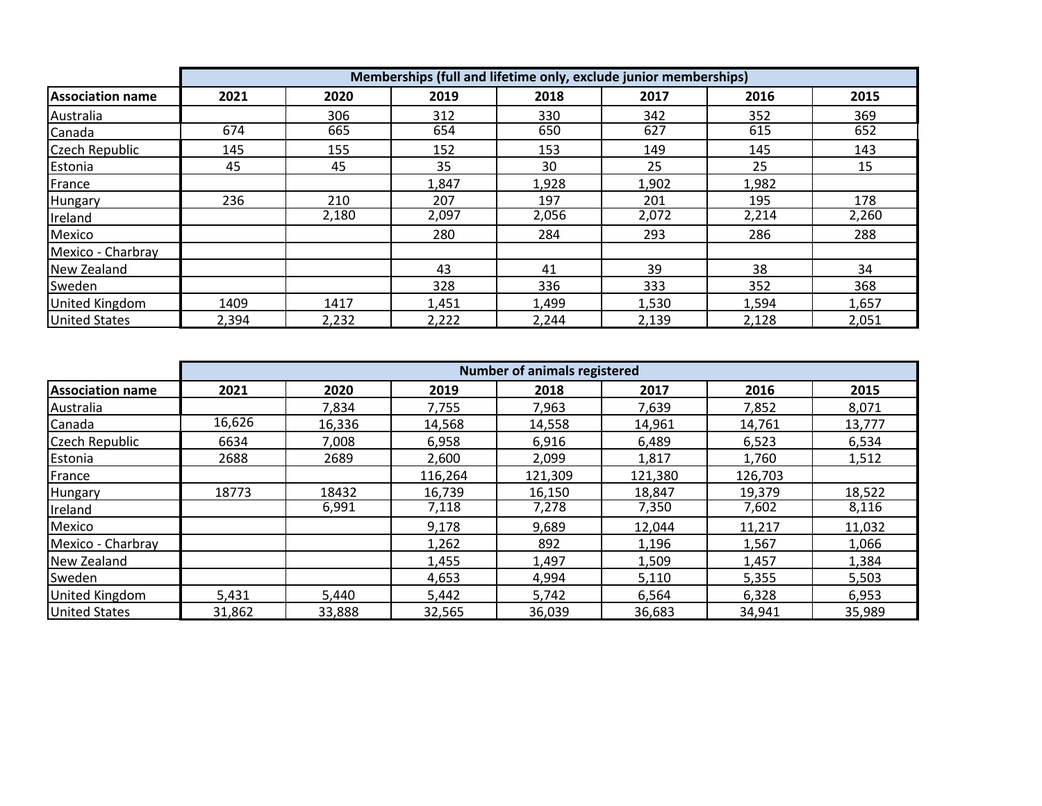| Association name | Memberships (full and lifetime only, exclude junior memberships) | | | | | | |
|---|---|---|---|---|---|---|---|
| | 2021 | 2020 | 2019 | 2018 | 2017 | 2016 | 2015 |
| Australia | | 306 | 312 | 330 | 342 | 352 | 369 |
| Canada | 674 | 665 | 654 | 650 | 627 | 615 | 652 |
| Czech Republic | 145 | 155 | 152 | 153 | 149 | 145 | 143 |
| Estonia | 45 | 45 | 35 | 30 | 25 | 25 | 15 |
| France | | | 1,847 | 1,928 | 1,902 | 1,982 | |
| Hungary | 236 | 210 | 207 | 197 | 201 | 195 | 178 |
| Ireland | | 2,180 | 2,097 | 2,056 | 2,072 | 2,214 | 2,260 |
| Mexico | | | 280 | 284 | 293 | 286 | 288 |
| Mexico - Charbray | | | | | | | |
| New Zealand | | | 43 | 41 | 39 | 38 | 34 |
| Sweden | | | 328 | 336 | 333 | 352 | 368 |
| United Kingdom | 1409 | 1417 | 1,451 | 1,499 | 1,530 | 1,594 | 1,657 |
| United States | 2,394 | 2,232 | 2,222 | 2,244 | 2,139 | 2,128 | 2,051 |

| Association name | Number of animals registered | | | | | | |
|---|---|---|---|---|---|---|---|
| | 2021 | 2020 | 2019 | 2018 | 2017 | 2016 | 2015 |
| Australia | | 7,834 | 7,755 | 7,963 | 7,639 | 7,852 | 8,071 |
| Canada | 16,626 | 16,336 | 14,568 | 14,558 | 14,961 | 14,761 | 13,777 |
| Czech Republic | 6634 | 7,008 | 6,958 | 6,916 | 6,489 | 6,523 | 6,534 |
| Estonia | 2688 | 2689 | 2,600 | 2,099 | 1,817 | 1,760 | 1,512 |
| France | | | 116,264 | 121,309 | 121,380 | 126,703 | |
| Hungary | 18773 | 18432 | 16,739 | 16,150 | 18,847 | 19,379 | 18,522 |
| Ireland | | 6,991 | 7,118 | 7,278 | 7,350 | 7,602 | 8,116 |
| Mexico | | | 9,178 | 9,689 | 12,044 | 11,217 | 11,032 |
| Mexico - Charbray | | | 1,262 | 892 | 1,196 | 1,567 | 1,066 |
| New Zealand | | | 1,455 | 1,497 | 1,509 | 1,457 | 1,384 |
| Sweden | | | 4,653 | 4,994 | 5,110 | 5,355 | 5,503 |
| United Kingdom | 5,431 | 5,440 | 5,442 | 5,742 | 6,564 | 6,328 | 6,953 |
| United States | 31,862 | 33,888 | 32,565 | 36,039 | 36,683 | 34,941 | 35,989 |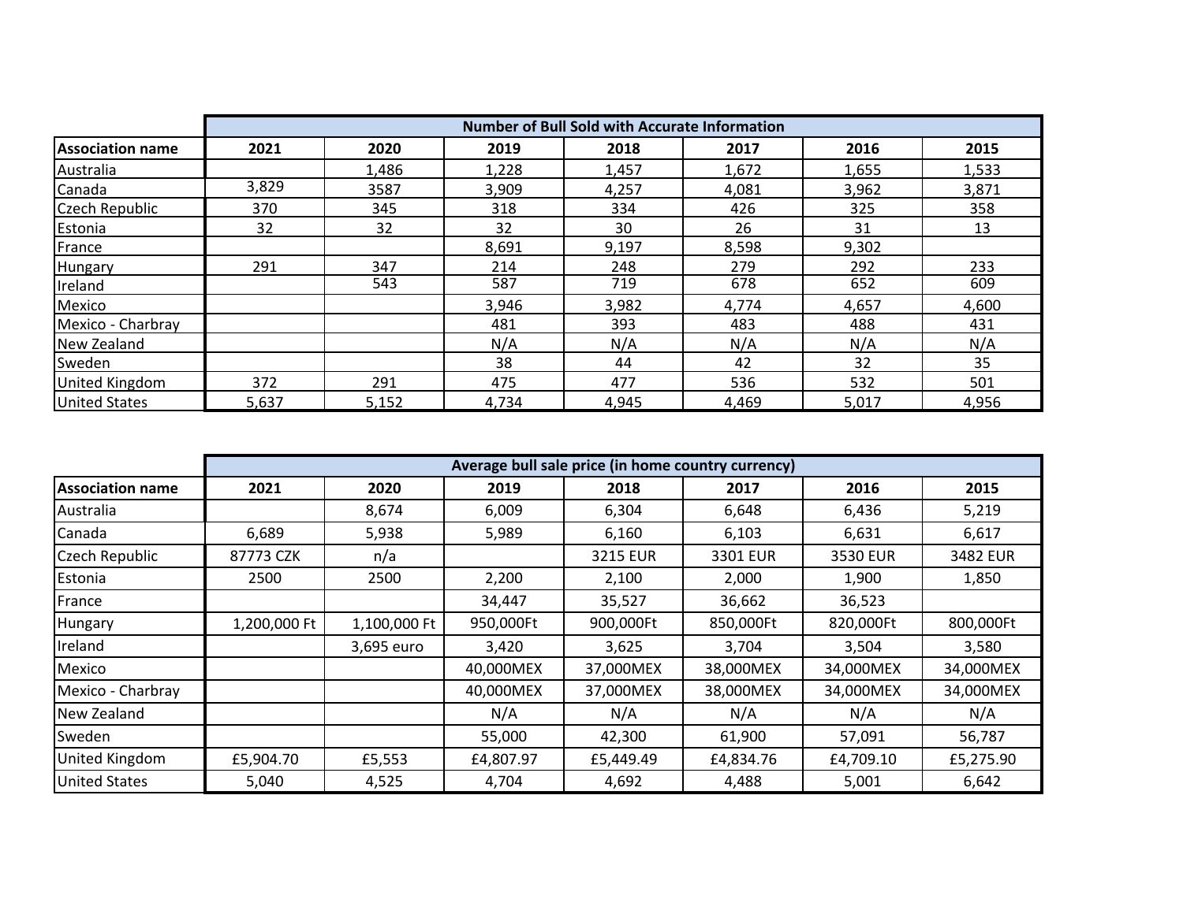| | Number of Bull Sold with Accurate Information | | | | | | |
|---|---|---|---|---|---|---|---|
| **Association name** | **2021** | **2020** | **2019** | **2018** | **2017** | **2016** | **2015** |
| Australia | | 1,486 | 1,228 | 1,457 | 1,672 | 1,655 | 1,533 |
| Canada | 3,829 | 3587 | 3,909 | 4,257 | 4,081 | 3,962 | 3,871 |
| Czech Republic | 370 | 345 | 318 | 334 | 426 | 325 | 358 |
| Estonia | 32 | 32 | 32 | 30 | 26 | 31 | 13 |
| France | | | 8,691 | 9,197 | 8,598 | 9,302 | |
| Hungary | 291 | 347 | 214 | 248 | 279 | 292 | 233 |
| Ireland | | 543 | 587 | 719 | 678 | 652 | 609 |
| Mexico | | | 3,946 | 3,982 | 4,774 | 4,657 | 4,600 |
| Mexico - Charbray | | | 481 | 393 | 483 | 488 | 431 |
| New Zealand | | | N/A | N/A | N/A | N/A | N/A |
| Sweden | | | 38 | 44 | 42 | 32 | 35 |
| United Kingdom | 372 | 291 | 475 | 477 | 536 | 532 | 501 |
| United States | 5,637 | 5,152 | 4,734 | 4,945 | 4,469 | 5,017 | 4,956 |

| | Average bull sale price (in home country currency) | | | | | | |
|---|---|---|---|---|---|---|---|
| **Association name** | **2021** | **2020** | **2019** | **2018** | **2017** | **2016** | **2015** |
| Australia | | 8,674 | 6,009 | 6,304 | 6,648 | 6,436 | 5,219 |
| Canada | 6,689 | 5,938 | 5,989 | 6,160 | 6,103 | 6,631 | 6,617 |
| Czech Republic | 87773 CZK | n/a | | 3215 EUR | 3301 EUR | 3530 EUR | 3482 EUR |
| Estonia | 2500 | 2500 | 2,200 | 2,100 | 2,000 | 1,900 | 1,850 |
| France | | | 34,447 | 35,527 | 36,662 | 36,523 | |
| Hungary | 1,200,000 Ft | 1,100,000 Ft | 950,000Ft | 900,000Ft | 850,000Ft | 820,000Ft | 800,000Ft |
| Ireland | | 3,695 euro | 3,420 | 3,625 | 3,704 | 3,504 | 3,580 |
| Mexico | | | 40,000MEX | 37,000MEX | 38,000MEX | 34,000MEX | 34,000MEX |
| Mexico - Charbray | | | 40,000MEX | 37,000MEX | 38,000MEX | 34,000MEX | 34,000MEX |
| New Zealand | | | N/A | N/A | N/A | N/A | N/A |
| Sweden | | | 55,000 | 42,300 | 61,900 | 57,091 | 56,787 |
| United Kingdom | £5,904.70 | £5,553 | £4,807.97 | £5,449.49 | £4,834.76 | £4,709.10 | £5,275.90 |
| United States | 5,040 | 4,525 | 4,704 | 4,692 | 4,488 | 5,001 | 6,642 |